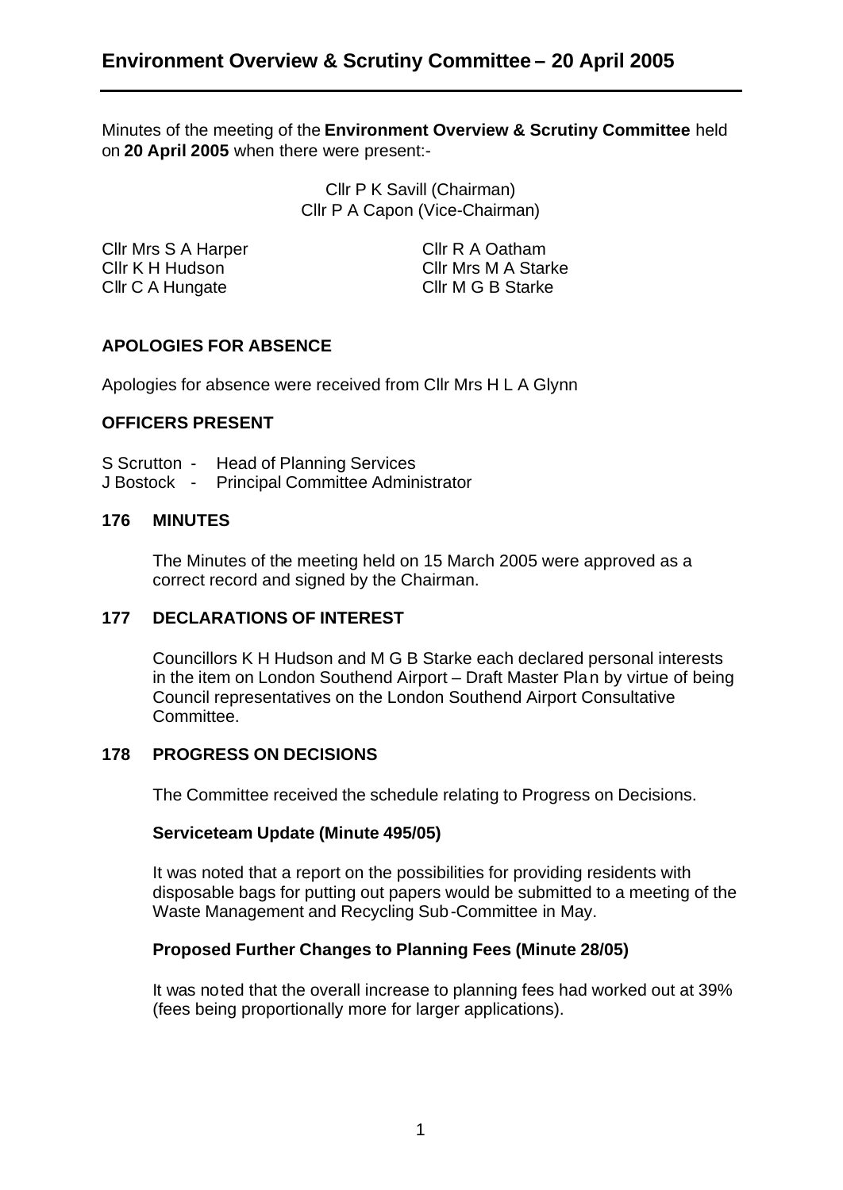# Environment Overview & Scrutiny Committee – 20 April 2005

Minutes of the meeting of the **Environment Overview & Scrutiny Committee** held on **20 April 2005** when there were present:-

Cllr P K Savill (Chairman)
Cllr P A Capon (Vice-Chairman)

| | |
|---|---|
| Cllr Mrs S A Harper | Cllr R A Oatham |
| Cllr K H Hudson | Cllr Mrs M A Starke |
| Cllr C A Hungate | Cllr M G B Starke |

## APOLOGIES FOR ABSENCE

Apologies for absence were received from Cllr Mrs H L A Glynn

## OFFICERS PRESENT

S Scrutton - Head of Planning Services
J Bostock - Principal Committee Administrator

## 176 MINUTES

The Minutes of the meeting held on 15 March 2005 were approved as a correct record and signed by the Chairman.

## 177 DECLARATIONS OF INTEREST

Councillors K H Hudson and M G B Starke each declared personal interests in the item on London Southend Airport – Draft Master Plan by virtue of being Council representatives on the London Southend Airport Consultative Committee.

## 178 PROGRESS ON DECISIONS

The Committee received the schedule relating to Progress on Decisions.

**Serviceteam Update (Minute 495/05)**

It was noted that a report on the possibilities for providing residents with disposable bags for putting out papers would be submitted to a meeting of the Waste Management and Recycling Sub-Committee in May.

**Proposed Further Changes to Planning Fees (Minute 28/05)**

It was noted that the overall increase to planning fees had worked out at 39% (fees being proportionally more for larger applications).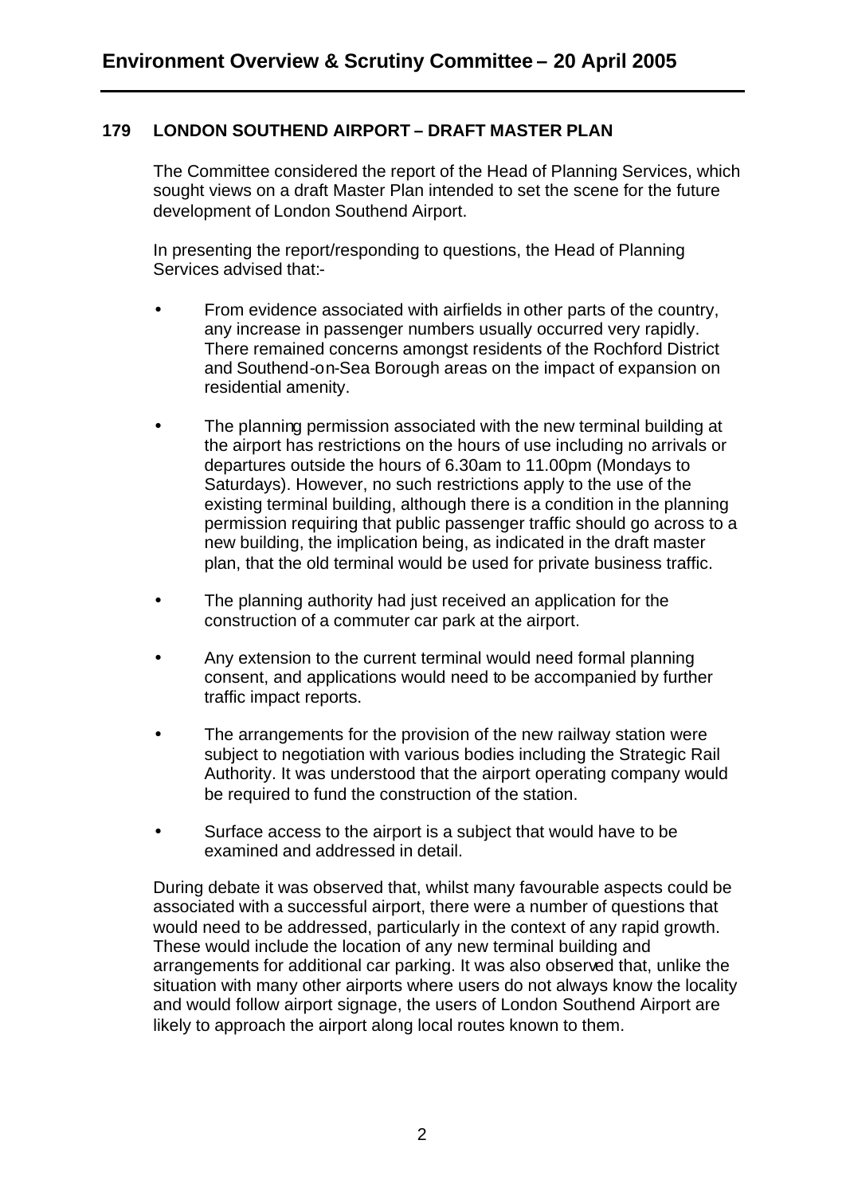# Environment Overview & Scrutiny Committee – 20 April 2005

## 179 LONDON SOUTHEND AIRPORT – DRAFT MASTER PLAN

The Committee considered the report of the Head of Planning Services, which sought views on a draft Master Plan intended to set the scene for the future development of London Southend Airport.

In presenting the report/responding to questions, the Head of Planning Services advised that:-

- From evidence associated with airfields in other parts of the country, any increase in passenger numbers usually occurred very rapidly. There remained concerns amongst residents of the Rochford District and Southend-on-Sea Borough areas on the impact of expansion on residential amenity.
- The planning permission associated with the new terminal building at the airport has restrictions on the hours of use including no arrivals or departures outside the hours of 6.30am to 11.00pm (Mondays to Saturdays). However, no such restrictions apply to the use of the existing terminal building, although there is a condition in the planning permission requiring that public passenger traffic should go across to a new building, the implication being, as indicated in the draft master plan, that the old terminal would be used for private business traffic.
- The planning authority had just received an application for the construction of a commuter car park at the airport.
- Any extension to the current terminal would need formal planning consent, and applications would need to be accompanied by further traffic impact reports.
- The arrangements for the provision of the new railway station were subject to negotiation with various bodies including the Strategic Rail Authority. It was understood that the airport operating company would be required to fund the construction of the station.
- Surface access to the airport is a subject that would have to be examined and addressed in detail.

During debate it was observed that, whilst many favourable aspects could be associated with a successful airport, there were a number of questions that would need to be addressed, particularly in the context of any rapid growth. These would include the location of any new terminal building and arrangements for additional car parking. It was also observed that, unlike the situation with many other airports where users do not always know the locality and would follow airport signage, the users of London Southend Airport are likely to approach the airport along local routes known to them.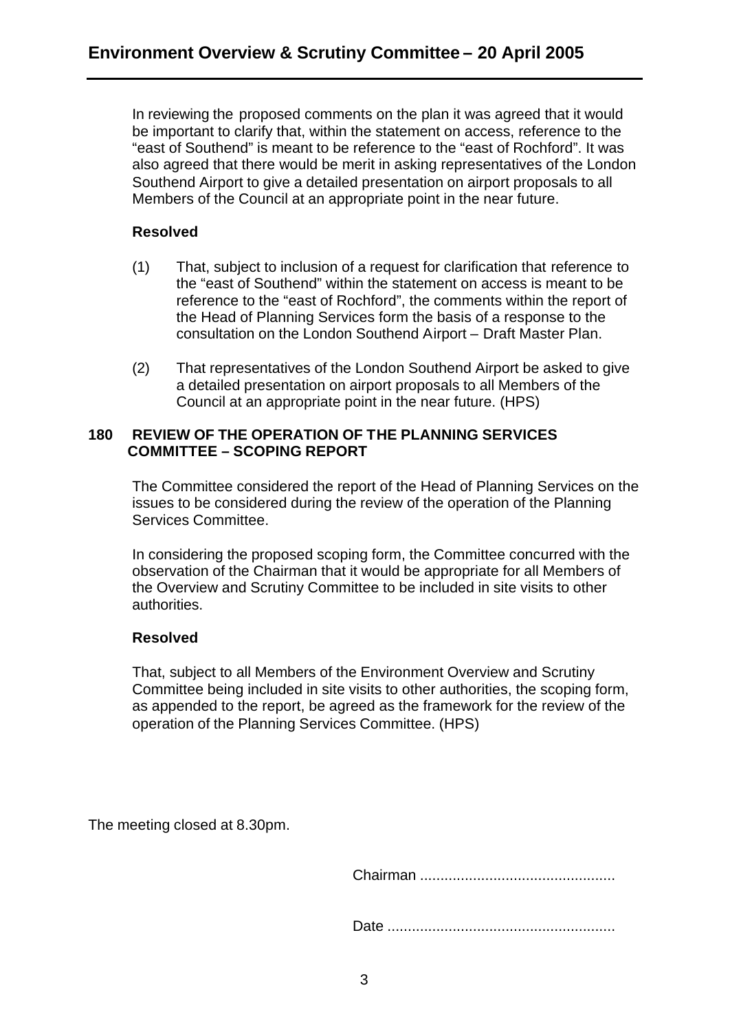In reviewing the proposed comments on the plan it was agreed that it would be important to clarify that, within the statement on access, reference to the "east of Southend" is meant to be reference to the "east of Rochford". It was also agreed that there would be merit in asking representatives of the London Southend Airport to give a detailed presentation on airport proposals to all Members of the Council at an appropriate point in the near future.

**Resolved**

(1) That, subject to inclusion of a request for clarification that reference to the "east of Southend" within the statement on access is meant to be reference to the "east of Rochford", the comments within the report of the Head of Planning Services form the basis of a response to the consultation on the London Southend Airport – Draft Master Plan.

(2) That representatives of the London Southend Airport be asked to give a detailed presentation on airport proposals to all Members of the Council at an appropriate point in the near future. (HPS)

## 180 REVIEW OF THE OPERATION OF THE PLANNING SERVICES COMMITTEE – SCOPING REPORT

The Committee considered the report of the Head of Planning Services on the issues to be considered during the review of the operation of the Planning Services Committee.

In considering the proposed scoping form, the Committee concurred with the observation of the Chairman that it would be appropriate for all Members of the Overview and Scrutiny Committee to be included in site visits to other authorities.

**Resolved**

That, subject to all Members of the Environment Overview and Scrutiny Committee being included in site visits to other authorities, the scoping form, as appended to the report, be agreed as the framework for the review of the operation of the Planning Services Committee. (HPS)

The meeting closed at 8.30pm.

Chairman ...............................................

Date .......................................................